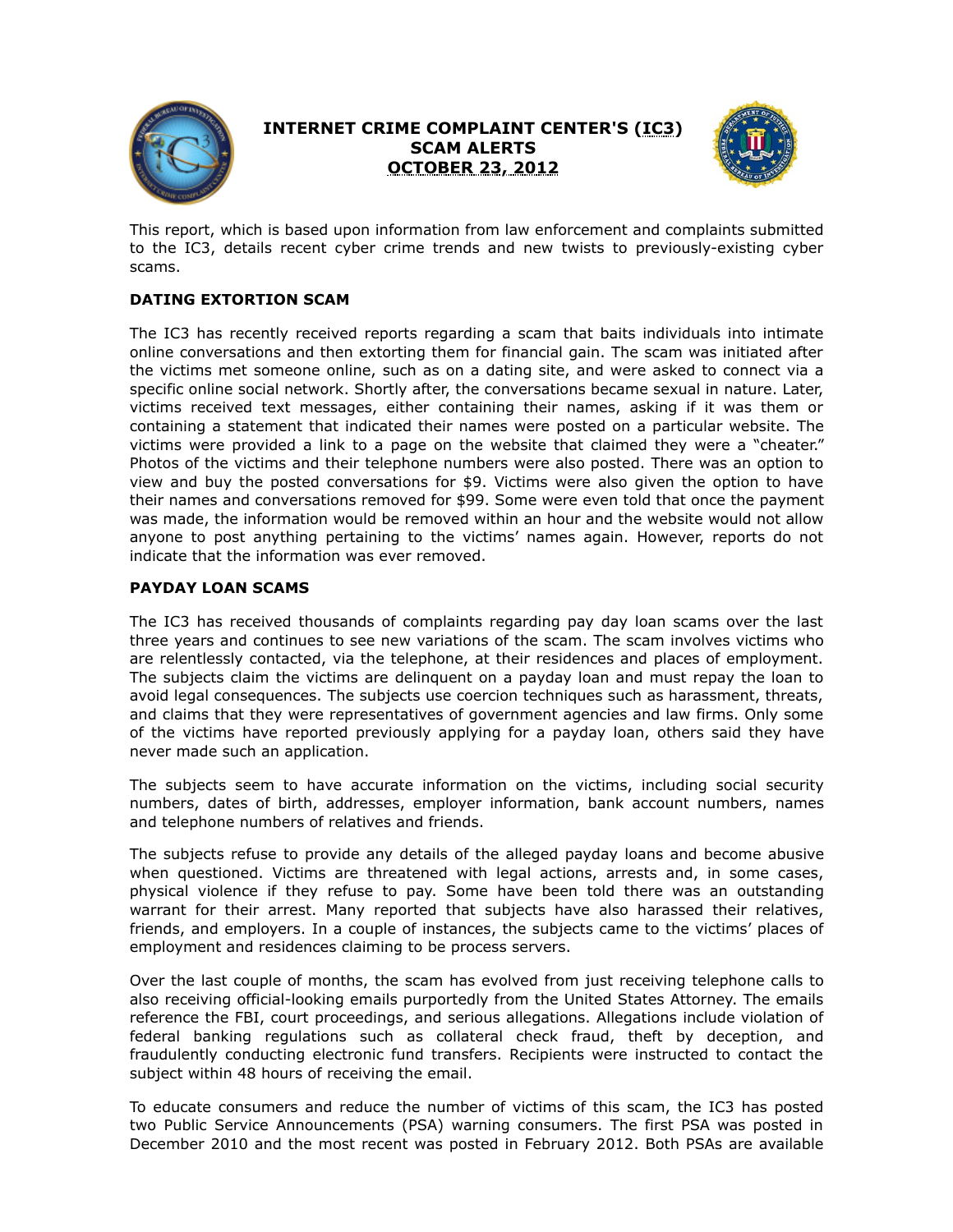# INTERNET CRIME COMPLAINT CENTER'S (IC3) SCAM ALERTS OCTOBER 23, 2012

This report, which is based upon information from law enforcement and complaints submitted to the IC3, details recent cyber crime trends and new twists to previously-existing cyber scams.

## DATING EXTORTION SCAM

The IC3 has recently received reports regarding a scam that baits individuals into intimate online conversations and then extorting them for financial gain. The scam was initiated after the victims met someone online, such as on a dating site, and were asked to connect via a specific online social network. Shortly after, the conversations became sexual in nature. Later, victims received text messages, either containing their names, asking if it was them or containing a statement that indicated their names were posted on a particular website. The victims were provided a link to a page on the website that claimed they were a "cheater." Photos of the victims and their telephone numbers were also posted. There was an option to view and buy the posted conversations for $9. Victims were also given the option to have their names and conversations removed for $99. Some were even told that once the payment was made, the information would be removed within an hour and the website would not allow anyone to post anything pertaining to the victims' names again. However, reports do not indicate that the information was ever removed.

## PAYDAY LOAN SCAMS

The IC3 has received thousands of complaints regarding pay day loan scams over the last three years and continues to see new variations of the scam. The scam involves victims who are relentlessly contacted, via the telephone, at their residences and places of employment. The subjects claim the victims are delinquent on a payday loan and must repay the loan to avoid legal consequences. The subjects use coercion techniques such as harassment, threats, and claims that they were representatives of government agencies and law firms. Only some of the victims have reported previously applying for a payday loan, others said they have never made such an application.

The subjects seem to have accurate information on the victims, including social security numbers, dates of birth, addresses, employer information, bank account numbers, names and telephone numbers of relatives and friends.

The subjects refuse to provide any details of the alleged payday loans and become abusive when questioned. Victims are threatened with legal actions, arrests and, in some cases, physical violence if they refuse to pay. Some have been told there was an outstanding warrant for their arrest. Many reported that subjects have also harassed their relatives, friends, and employers. In a couple of instances, the subjects came to the victims' places of employment and residences claiming to be process servers.

Over the last couple of months, the scam has evolved from just receiving telephone calls to also receiving official-looking emails purportedly from the United States Attorney. The emails reference the FBI, court proceedings, and serious allegations. Allegations include violation of federal banking regulations such as collateral check fraud, theft by deception, and fraudulently conducting electronic fund transfers. Recipients were instructed to contact the subject within 48 hours of receiving the email.

To educate consumers and reduce the number of victims of this scam, the IC3 has posted two Public Service Announcements (PSA) warning consumers. The first PSA was posted in December 2010 and the most recent was posted in February 2012. Both PSAs are available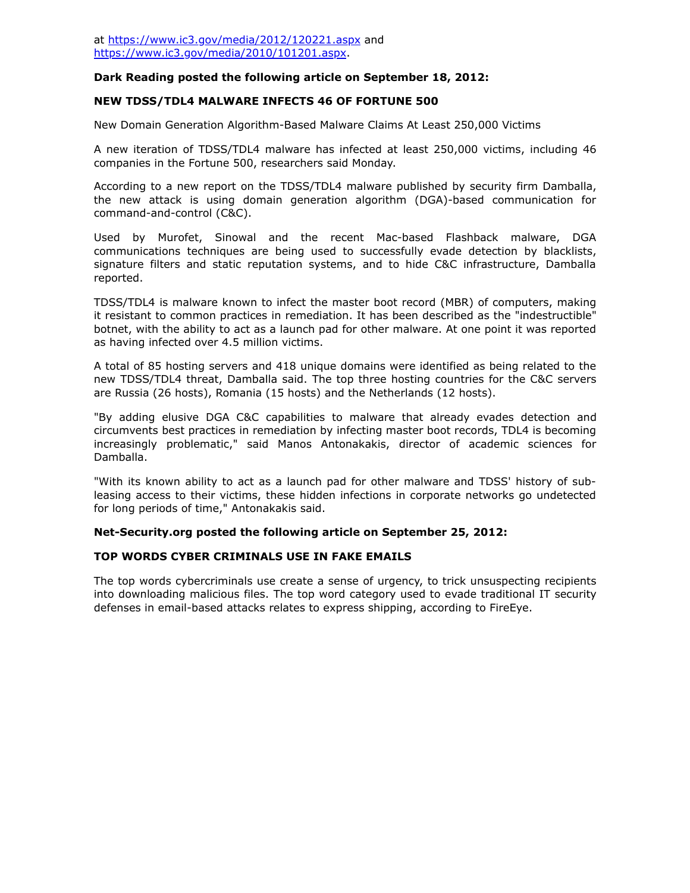at https://www.ic3.gov/media/2012/120221.aspx and https://www.ic3.gov/media/2010/101201.aspx.

**Dark Reading posted the following article on September 18, 2012:**

**NEW TDSS/TDL4 MALWARE INFECTS 46 OF FORTUNE 500**

New Domain Generation Algorithm-Based Malware Claims At Least 250,000 Victims

A new iteration of TDSS/TDL4 malware has infected at least 250,000 victims, including 46 companies in the Fortune 500, researchers said Monday.

According to a new report on the TDSS/TDL4 malware published by security firm Damballa, the new attack is using domain generation algorithm (DGA)-based communication for command-and-control (C&C).

Used by Murofet, Sinowal and the recent Mac-based Flashback malware, DGA communications techniques are being used to successfully evade detection by blacklists, signature filters and static reputation systems, and to hide C&C infrastructure, Damballa reported.

TDSS/TDL4 is malware known to infect the master boot record (MBR) of computers, making it resistant to common practices in remediation. It has been described as the "indestructible" botnet, with the ability to act as a launch pad for other malware. At one point it was reported as having infected over 4.5 million victims.

A total of 85 hosting servers and 418 unique domains were identified as being related to the new TDSS/TDL4 threat, Damballa said. The top three hosting countries for the C&C servers are Russia (26 hosts), Romania (15 hosts) and the Netherlands (12 hosts).

"By adding elusive DGA C&C capabilities to malware that already evades detection and circumvents best practices in remediation by infecting master boot records, TDL4 is becoming increasingly problematic," said Manos Antonakakis, director of academic sciences for Damballa.

"With its known ability to act as a launch pad for other malware and TDSS' history of sub-leasing access to their victims, these hidden infections in corporate networks go undetected for long periods of time," Antonakakis said.

**Net-Security.org posted the following article on September 25, 2012:**

**TOP WORDS CYBER CRIMINALS USE IN FAKE EMAILS**

The top words cybercriminals use create a sense of urgency, to trick unsuspecting recipients into downloading malicious files. The top word category used to evade traditional IT security defenses in email-based attacks relates to express shipping, according to FireEye.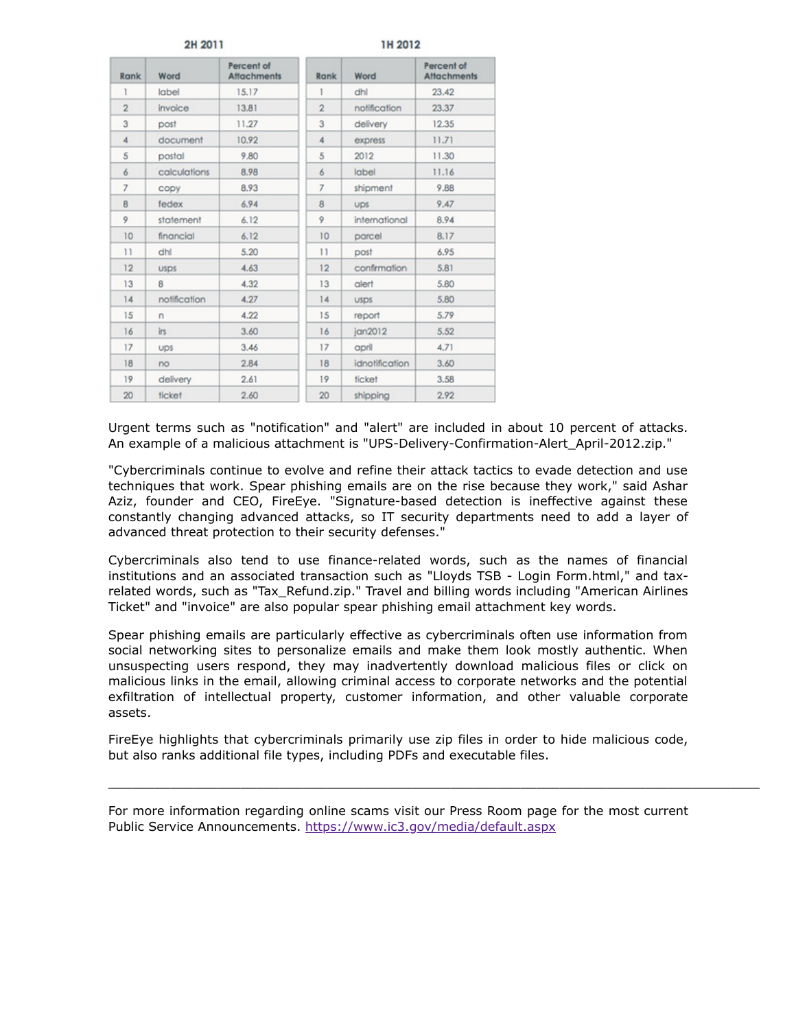**2H 2011**

| Rank | Word | Percent of Attachments |
|---|---|---|
| 1 | label | 15.17 |
| 2 | invoice | 13.81 |
| 3 | post | 11.27 |
| 4 | document | 10.92 |
| 5 | postal | 9.80 |
| 6 | calculations | 8.98 |
| 7 | copy | 8.93 |
| 8 | fedex | 6.94 |
| 9 | statement | 6.12 |
| 10 | financial | 6.12 |
| 11 | dhl | 5.20 |
| 12 | usps | 4.63 |
| 13 | 8 | 4.32 |
| 14 | notification | 4.27 |
| 15 | n | 4.22 |
| 16 | irs | 3.60 |
| 17 | ups | 3.46 |
| 18 | no | 2.84 |
| 19 | delivery | 2.61 |
| 20 | ticket | 2.60 |

**1H 2012**

| Rank | Word | Percent of Attachments |
|---|---|---|
| 1 | dhl | 23.42 |
| 2 | notification | 23.37 |
| 3 | delivery | 12.35 |
| 4 | express | 11.71 |
| 5 | 2012 | 11.30 |
| 6 | label | 11.16 |
| 7 | shipment | 9.88 |
| 8 | ups | 9.47 |
| 9 | international | 8.94 |
| 10 | parcel | 8.17 |
| 11 | post | 6.95 |
| 12 | confirmation | 5.81 |
| 13 | alert | 5.80 |
| 14 | usps | 5.80 |
| 15 | report | 5.79 |
| 16 | jan2012 | 5.52 |
| 17 | april | 4.71 |
| 18 | idnotification | 3.60 |
| 19 | ticket | 3.58 |
| 20 | shipping | 2.92 |

Urgent terms such as "notification" and "alert" are included in about 10 percent of attacks. An example of a malicious attachment is "UPS-Delivery-Confirmation-Alert_April-2012.zip."

"Cybercriminals continue to evolve and refine their attack tactics to evade detection and use techniques that work. Spear phishing emails are on the rise because they work," said Ashar Aziz, founder and CEO, FireEye. "Signature-based detection is ineffective against these constantly changing advanced attacks, so IT security departments need to add a layer of advanced threat protection to their security defenses."

Cybercriminals also tend to use finance-related words, such as the names of financial institutions and an associated transaction such as "Lloyds TSB - Login Form.html," and tax-related words, such as "Tax_Refund.zip." Travel and billing words including "American Airlines Ticket" and "invoice" are also popular spear phishing email attachment key words.

Spear phishing emails are particularly effective as cybercriminals often use information from social networking sites to personalize emails and make them look mostly authentic. When unsuspecting users respond, they may inadvertently download malicious files or click on malicious links in the email, allowing criminal access to corporate networks and the potential exfiltration of intellectual property, customer information, and other valuable corporate assets.

FireEye highlights that cybercriminals primarily use zip files in order to hide malicious code, but also ranks additional file types, including PDFs and executable files.

---

For more information regarding online scams visit our Press Room page for the most current Public Service Announcements. https://www.ic3.gov/media/default.aspx